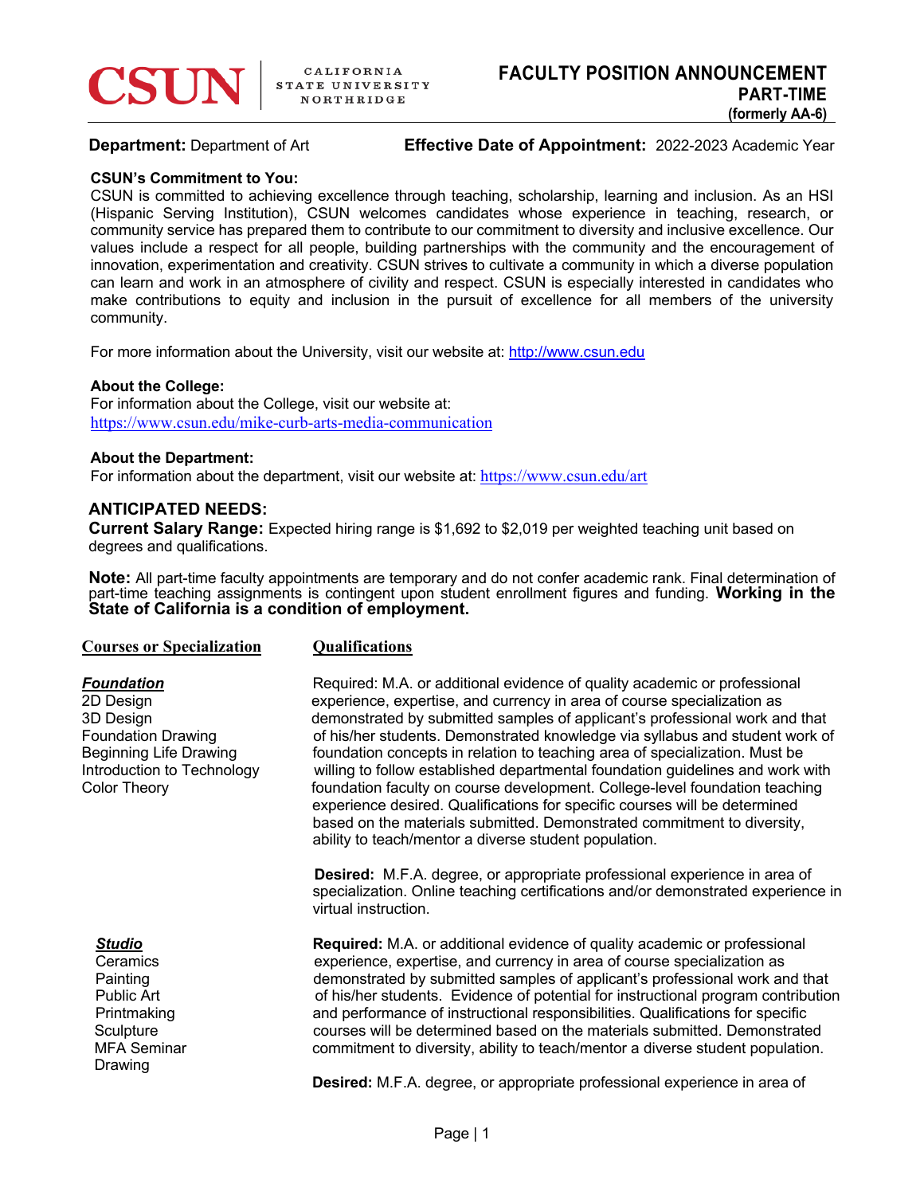**CSUN** CALIFORNIA STATE UNIVERSITY NORTHRIDGE

# FACULTY POSITION ANNOUNCEMENT
## PART-TIME
**(formerly AA-6)**

**Department:** Department of Art **Effective Date of Appointment:** 2022-2023 Academic Year

**CSUN's Commitment to You:**
CSUN is committed to achieving excellence through teaching, scholarship, learning and inclusion. As an HSI (Hispanic Serving Institution), CSUN welcomes candidates whose experience in teaching, research, or community service has prepared them to contribute to our commitment to diversity and inclusive excellence. Our values include a respect for all people, building partnerships with the community and the encouragement of innovation, experimentation and creativity. CSUN strives to cultivate a community in which a diverse population can learn and work in an atmosphere of civility and respect. CSUN is especially interested in candidates who make contributions to equity and inclusion in the pursuit of excellence for all members of the university community.

For more information about the University, visit our website at: http://www.csun.edu

**About the College:**
For information about the College, visit our website at:
https://www.csun.edu/mike-curb-arts-media-communication

**About the Department:**
For information about the department, visit our website at: https://www.csun.edu/art

## ANTICIPATED NEEDS:

**Current Salary Range:** Expected hiring range is $1,692 to $2,019 per weighted teaching unit based on degrees and qualifications.

**Note:** All part-time faculty appointments are temporary and do not confer academic rank. Final determination of part-time teaching assignments is contingent upon student enrollment figures and funding. **Working in the State of California is a condition of employment.**

| Courses or Specialization | Qualifications |
|---|---|
| ***Foundation***<br>2D Design<br>3D Design<br>Foundation Drawing<br>Beginning Life Drawing<br>Introduction to Technology<br>Color Theory | Required: M.A. or additional evidence of quality academic or professional experience, expertise, and currency in area of course specialization as demonstrated by submitted samples of applicant's professional work and that of his/her students. Demonstrated knowledge via syllabus and student work of foundation concepts in relation to teaching area of specialization. Must be willing to follow established departmental foundation guidelines and work with foundation faculty on course development. College-level foundation teaching experience desired. Qualifications for specific courses will be determined based on the materials submitted. Demonstrated commitment to diversity, ability to teach/mentor a diverse student population.<br><br>**Desired:** M.F.A. degree, or appropriate professional experience in area of specialization. Online teaching certifications and/or demonstrated experience in virtual instruction. |
| ***Studio***<br>Ceramics<br>Painting<br>Public Art<br>Printmaking<br>Sculpture<br>MFA Seminar<br>Drawing | **Required:** M.A. or additional evidence of quality academic or professional experience, expertise, and currency in area of course specialization as demonstrated by submitted samples of applicant's professional work and that of his/her students. Evidence of potential for instructional program contribution and performance of instructional responsibilities. Qualifications for specific courses will be determined based on the materials submitted. Demonstrated commitment to diversity, ability to teach/mentor a diverse student population.<br><br>**Desired:** M.F.A. degree, or appropriate professional experience in area of |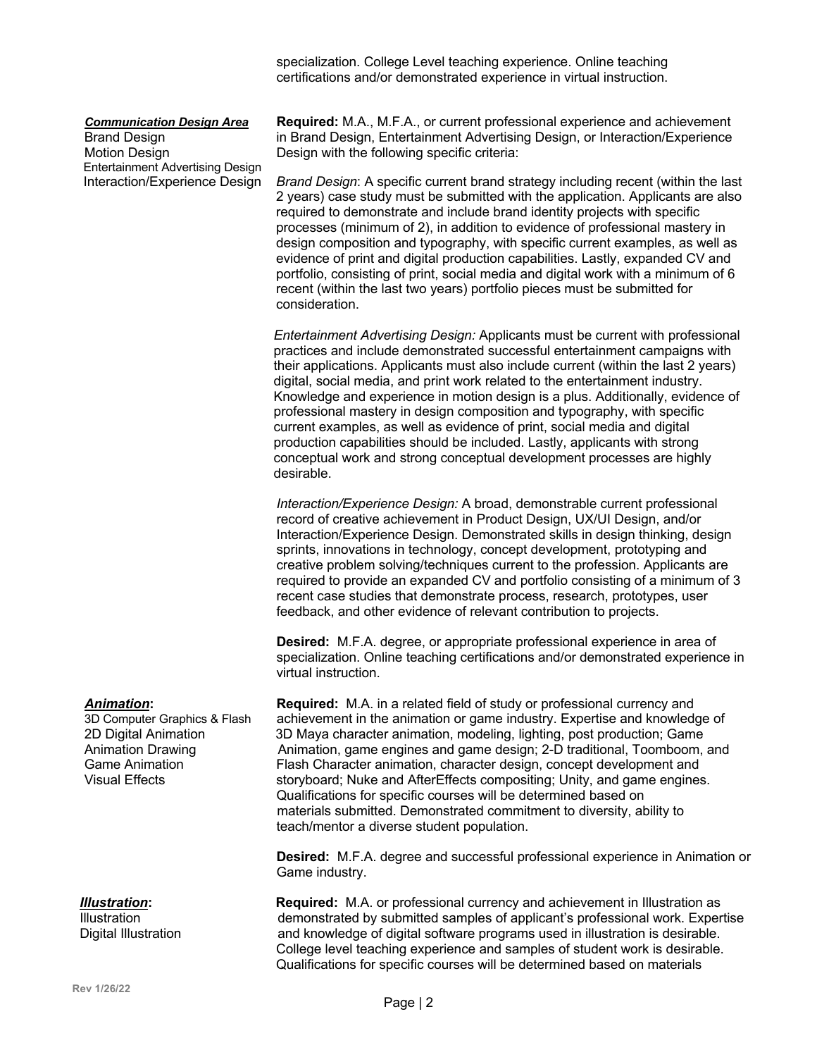specialization. College Level teaching experience. Online teaching certifications and/or demonstrated experience in virtual instruction.

***Communication Design Area***
Brand Design
Motion Design
Entertainment Advertising Design
Interaction/Experience Design

**Required:** M.A., M.F.A., or current professional experience and achievement in Brand Design, Entertainment Advertising Design, or Interaction/Experience Design with the following specific criteria:

*Brand Design*: A specific current brand strategy including recent (within the last 2 years) case study must be submitted with the application. Applicants are also required to demonstrate and include brand identity projects with specific processes (minimum of 2), in addition to evidence of professional mastery in design composition and typography, with specific current examples, as well as evidence of print and digital production capabilities. Lastly, expanded CV and portfolio, consisting of print, social media and digital work with a minimum of 6 recent (within the last two years) portfolio pieces must be submitted for consideration.

*Entertainment Advertising Design:* Applicants must be current with professional practices and include demonstrated successful entertainment campaigns with their applications. Applicants must also include current (within the last 2 years) digital, social media, and print work related to the entertainment industry. Knowledge and experience in motion design is a plus. Additionally, evidence of professional mastery in design composition and typography, with specific current examples, as well as evidence of print, social media and digital production capabilities should be included. Lastly, applicants with strong conceptual work and strong conceptual development processes are highly desirable.

*Interaction/Experience Design:* A broad, demonstrable current professional record of creative achievement in Product Design, UX/UI Design, and/or Interaction/Experience Design. Demonstrated skills in design thinking, design sprints, innovations in technology, concept development, prototyping and creative problem solving/techniques current to the profession. Applicants are required to provide an expanded CV and portfolio consisting of a minimum of 3 recent case studies that demonstrate process, research, prototypes, user feedback, and other evidence of relevant contribution to projects.

**Desired:** M.F.A. degree, or appropriate professional experience in area of specialization. Online teaching certifications and/or demonstrated experience in virtual instruction.

***Animation*:**
3D Computer Graphics & Flash
2D Digital Animation
Animation Drawing
Game Animation
Visual Effects

**Required:** M.A. in a related field of study or professional currency and achievement in the animation or game industry. Expertise and knowledge of 3D Maya character animation, modeling, lighting, post production; Game Animation, game engines and game design; 2-D traditional, Toomboom, and Flash Character animation, character design, concept development and storyboard; Nuke and AfterEffects compositing; Unity, and game engines. Qualifications for specific courses will be determined based on materials submitted. Demonstrated commitment to diversity, ability to teach/mentor a diverse student population.

**Desired:** M.F.A. degree and successful professional experience in Animation or Game industry.

***Illustration*:**
Illustration
Digital Illustration

**Required:** M.A. or professional currency and achievement in Illustration as demonstrated by submitted samples of applicant's professional work. Expertise and knowledge of digital software programs used in illustration is desirable. College level teaching experience and samples of student work is desirable. Qualifications for specific courses will be determined based on materials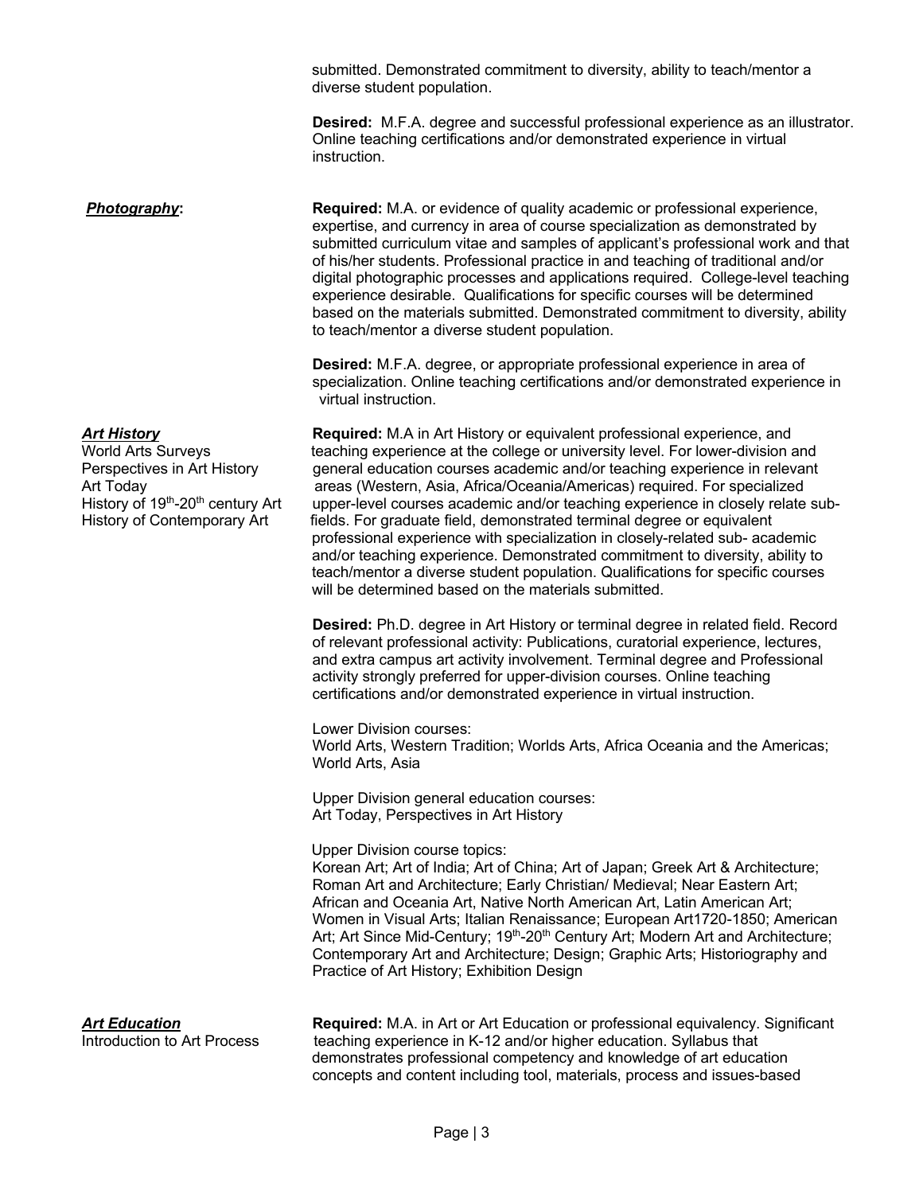submitted. Demonstrated commitment to diversity, ability to teach/mentor a diverse student population.

**Desired:** M.F.A. degree and successful professional experience as an illustrator. Online teaching certifications and/or demonstrated experience in virtual instruction.

***Photography*:**

**Required:** M.A. or evidence of quality academic or professional experience, expertise, and currency in area of course specialization as demonstrated by submitted curriculum vitae and samples of applicant's professional work and that of his/her students. Professional practice in and teaching of traditional and/or digital photographic processes and applications required. College-level teaching experience desirable. Qualifications for specific courses will be determined based on the materials submitted. Demonstrated commitment to diversity, ability to teach/mentor a diverse student population.

**Desired:** M.F.A. degree, or appropriate professional experience in area of specialization. Online teaching certifications and/or demonstrated experience in virtual instruction.

***Art History***

World Arts Surveys
Perspectives in Art History
Art Today
History of 19th-20th century Art
History of Contemporary Art

**Required:** M.A in Art History or equivalent professional experience, and teaching experience at the college or university level. For lower-division and general education courses academic and/or teaching experience in relevant areas (Western, Asia, Africa/Oceania/Americas) required. For specialized upper-level courses academic and/or teaching experience in closely relate sub-fields. For graduate field, demonstrated terminal degree or equivalent professional experience with specialization in closely-related sub- academic and/or teaching experience. Demonstrated commitment to diversity, ability to teach/mentor a diverse student population. Qualifications for specific courses will be determined based on the materials submitted.

**Desired:** Ph.D. degree in Art History or terminal degree in related field. Record of relevant professional activity: Publications, curatorial experience, lectures, and extra campus art activity involvement. Terminal degree and Professional activity strongly preferred for upper-division courses. Online teaching certifications and/or demonstrated experience in virtual instruction.

Lower Division courses:
World Arts, Western Tradition; Worlds Arts, Africa Oceania and the Americas; World Arts, Asia

Upper Division general education courses:
Art Today, Perspectives in Art History

Upper Division course topics:
Korean Art; Art of India; Art of China; Art of Japan; Greek Art & Architecture; Roman Art and Architecture; Early Christian/ Medieval; Near Eastern Art; African and Oceania Art, Native North American Art, Latin American Art; Women in Visual Arts; Italian Renaissance; European Art1720-1850; American Art; Art Since Mid-Century; 19th-20th Century Art; Modern Art and Architecture; Contemporary Art and Architecture; Design; Graphic Arts; Historiography and Practice of Art History; Exhibition Design

***Art Education***

Introduction to Art Process

**Required:** M.A. in Art or Art Education or professional equivalency. Significant teaching experience in K-12 and/or higher education. Syllabus that demonstrates professional competency and knowledge of art education concepts and content including tool, materials, process and issues-based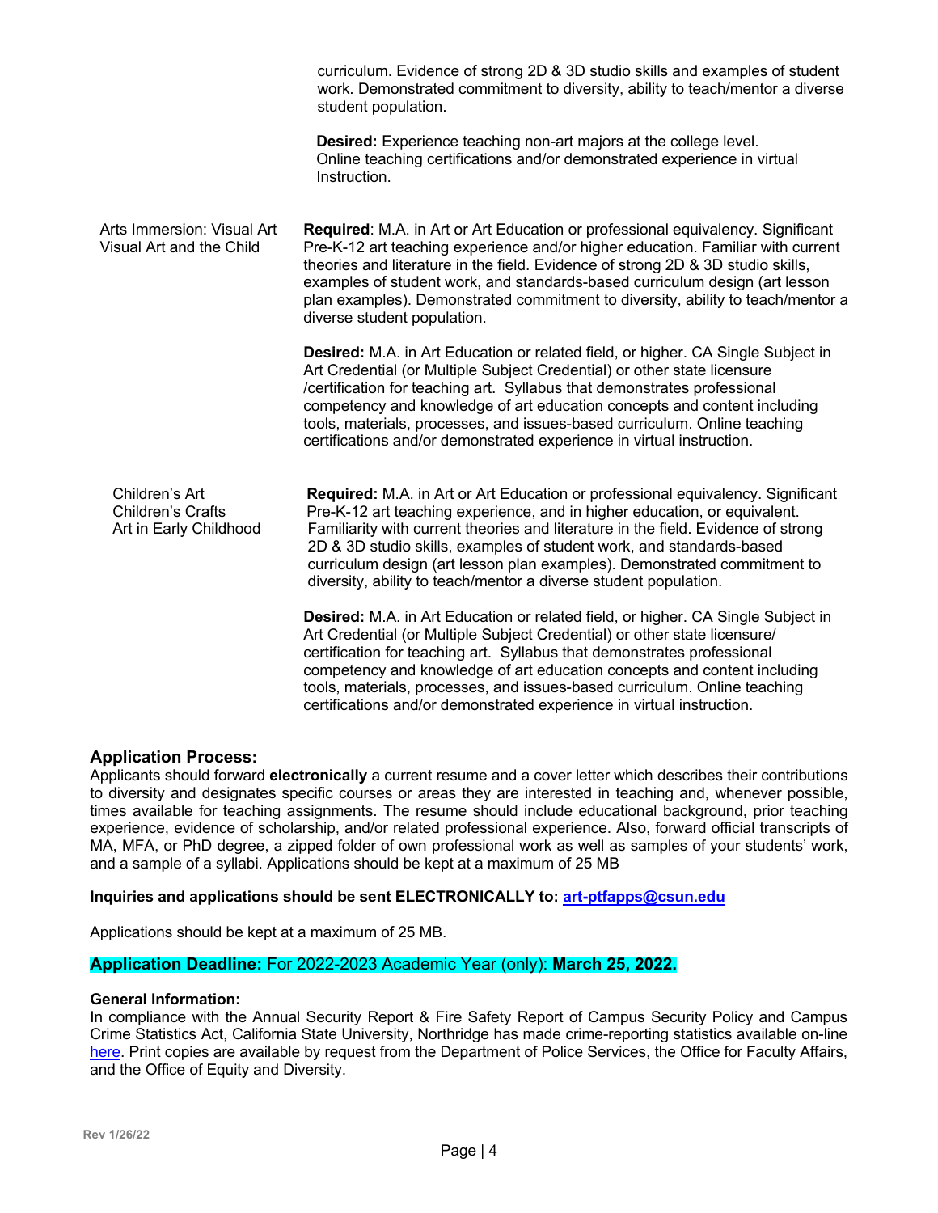| | |
|---|---|
| | curriculum. Evidence of strong 2D & 3D studio skills and examples of student work. Demonstrated commitment to diversity, ability to teach/mentor a diverse student population.<br><br>**Desired:** Experience teaching non-art majors at the college level. Online teaching certifications and/or demonstrated experience in virtual Instruction. |
| Arts Immersion: Visual Art<br>Visual Art and the Child | **Required**: M.A. in Art or Art Education or professional equivalency. Significant Pre-K-12 art teaching experience and/or higher education. Familiar with current theories and literature in the field. Evidence of strong 2D & 3D studio skills, examples of student work, and standards-based curriculum design (art lesson plan examples). Demonstrated commitment to diversity, ability to teach/mentor a diverse student population.<br><br>**Desired:** M.A. in Art Education or related field, or higher. CA Single Subject in Art Credential (or Multiple Subject Credential) or other state licensure /certification for teaching art. Syllabus that demonstrates professional competency and knowledge of art education concepts and content including tools, materials, processes, and issues-based curriculum. Online teaching certifications and/or demonstrated experience in virtual instruction. |
| Children's Art<br>Children's Crafts<br>Art in Early Childhood | **Required:** M.A. in Art or Art Education or professional equivalency. Significant Pre-K-12 art teaching experience, and in higher education, or equivalent. Familiarity with current theories and literature in the field. Evidence of strong 2D & 3D studio skills, examples of student work, and standards-based curriculum design (art lesson plan examples). Demonstrated commitment to diversity, ability to teach/mentor a diverse student population.<br><br>**Desired:** M.A. in Art Education or related field, or higher. CA Single Subject in Art Credential (or Multiple Subject Credential) or other state licensure/ certification for teaching art. Syllabus that demonstrates professional competency and knowledge of art education concepts and content including tools, materials, processes, and issues-based curriculum. Online teaching certifications and/or demonstrated experience in virtual instruction. |

### Application Process:

Applicants should forward **electronically** a current resume and a cover letter which describes their contributions to diversity and designates specific courses or areas they are interested in teaching and, whenever possible, times available for teaching assignments. The resume should include educational background, prior teaching experience, evidence of scholarship, and/or related professional experience. Also, forward official transcripts of MA, MFA, or PhD degree, a zipped folder of own professional work as well as samples of your students' work, and a sample of a syllabi. Applications should be kept at a maximum of 25 MB

**Inquiries and applications should be sent ELECTRONICALLY to: art-ptfapps@csun.edu**

Applications should be kept at a maximum of 25 MB.

**Application Deadline:** For 2022-2023 Academic Year (only): **March 25, 2022.**

**General Information:**

In compliance with the Annual Security Report & Fire Safety Report of Campus Security Policy and Campus Crime Statistics Act, California State University, Northridge has made crime-reporting statistics available on-line here. Print copies are available by request from the Department of Police Services, the Office for Faculty Affairs, and the Office of Equity and Diversity.

Rev 1/26/22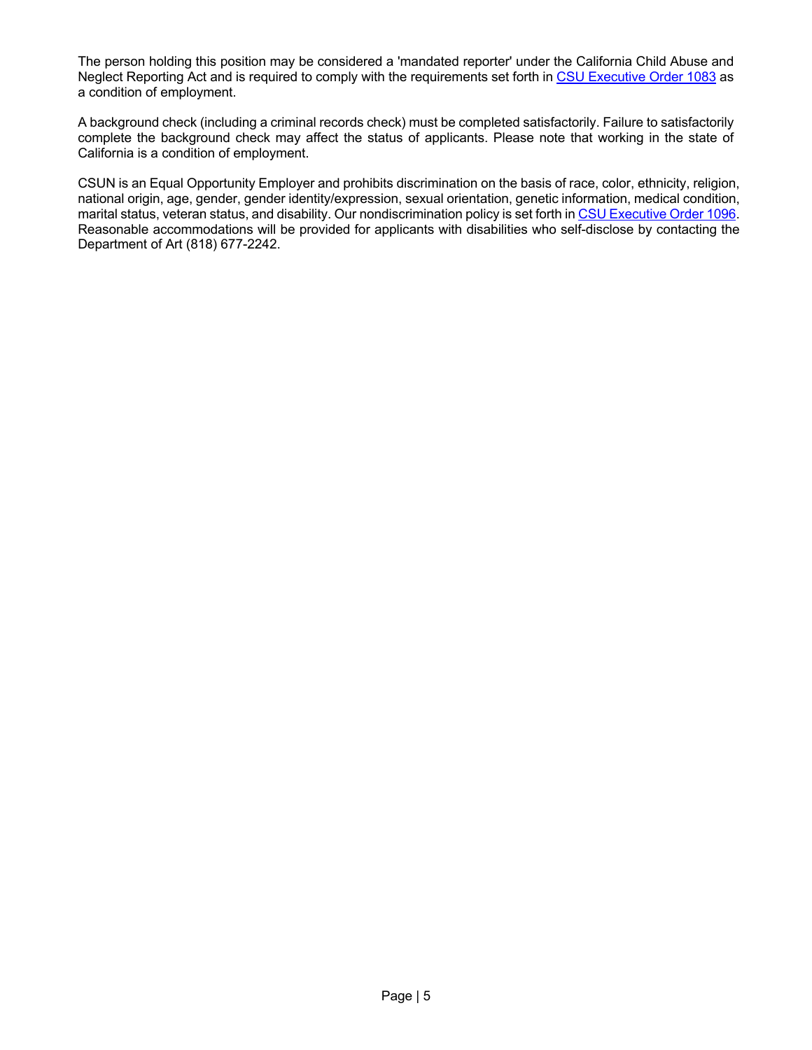The person holding this position may be considered a 'mandated reporter' under the California Child Abuse and Neglect Reporting Act and is required to comply with the requirements set forth in CSU Executive Order 1083 as a condition of employment.

A background check (including a criminal records check) must be completed satisfactorily. Failure to satisfactorily complete the background check may affect the status of applicants. Please note that working in the state of California is a condition of employment.

CSUN is an Equal Opportunity Employer and prohibits discrimination on the basis of race, color, ethnicity, religion, national origin, age, gender, gender identity/expression, sexual orientation, genetic information, medical condition, marital status, veteran status, and disability. Our nondiscrimination policy is set forth in CSU Executive Order 1096. Reasonable accommodations will be provided for applicants with disabilities who self-disclose by contacting the Department of Art (818) 677-2242.